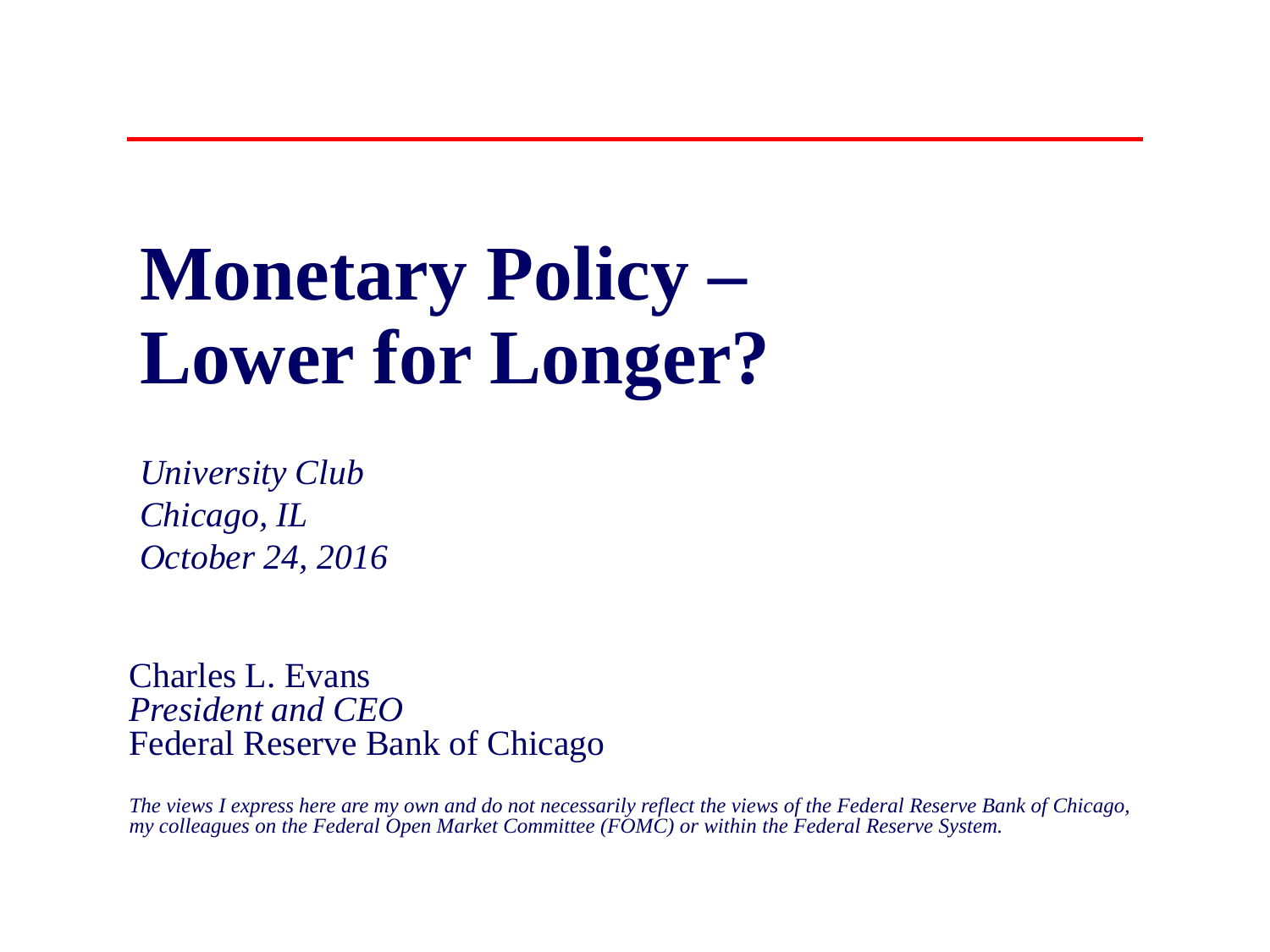# Monetary Policy – Lower for Longer?

*University Club*
*Chicago, IL*
*October 24, 2016*

Charles L. Evans
*President and CEO*
Federal Reserve Bank of Chicago

*The views I express here are my own and do not necessarily reflect the views of the Federal Reserve Bank of Chicago, my colleagues on the Federal Open Market Committee (FOMC) or within the Federal Reserve System.*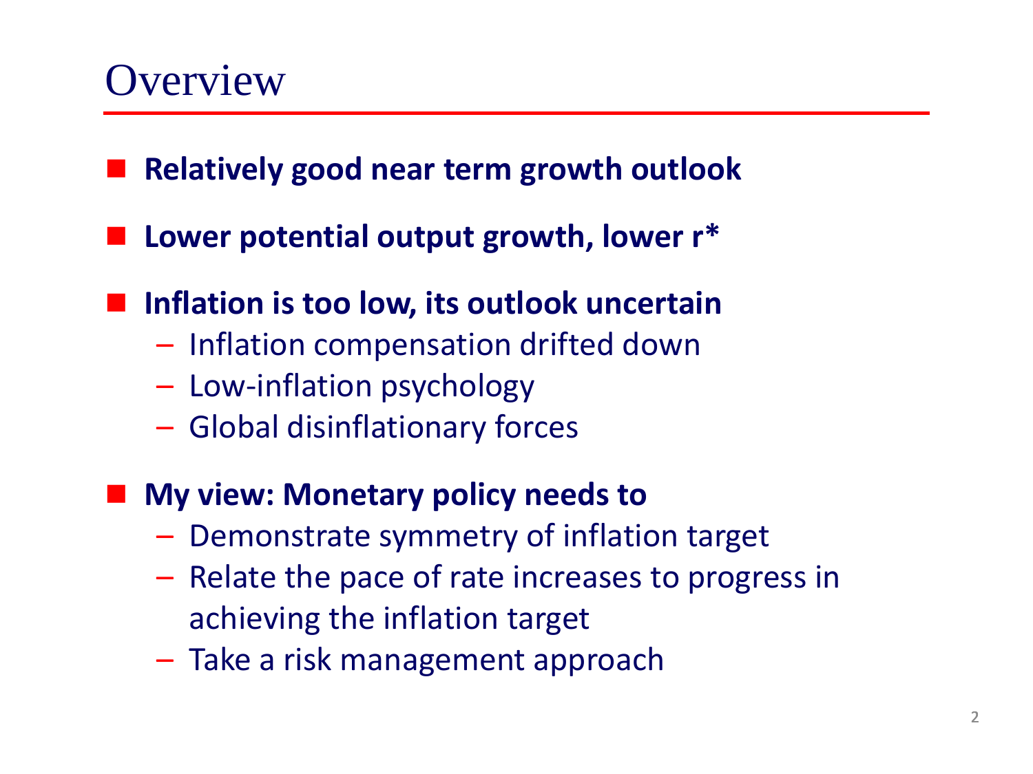# Overview

- **Relatively good near term growth outlook**
- **Lower potential output growth, lower r***
- **Inflation is too low, its outlook uncertain**
  - Inflation compensation drifted down
  - Low-inflation psychology
  - Global disinflationary forces
- **My view: Monetary policy needs to**
  - Demonstrate symmetry of inflation target
  - Relate the pace of rate increases to progress in achieving the inflation target
  - Take a risk management approach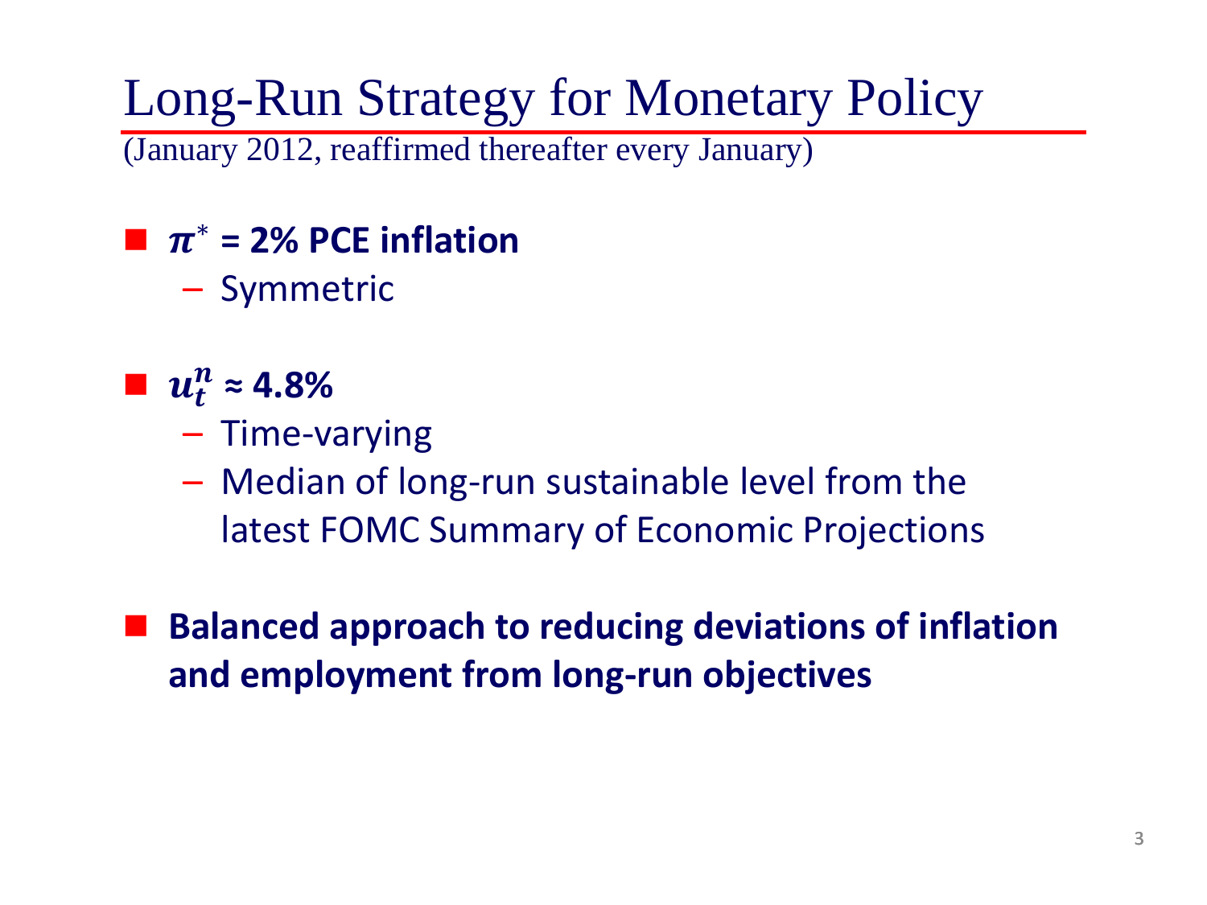# Long-Run Strategy for Monetary Policy

(January 2012, reaffirmed thereafter every January)

- **$\pi^*$ = 2% PCE inflation**
  - Symmetric

- **$u_t^n \approx 4.8\%$**
  - Time-varying
  - Median of long-run sustainable level from the latest FOMC Summary of Economic Projections

- **Balanced approach to reducing deviations of inflation and employment from long-run objectives**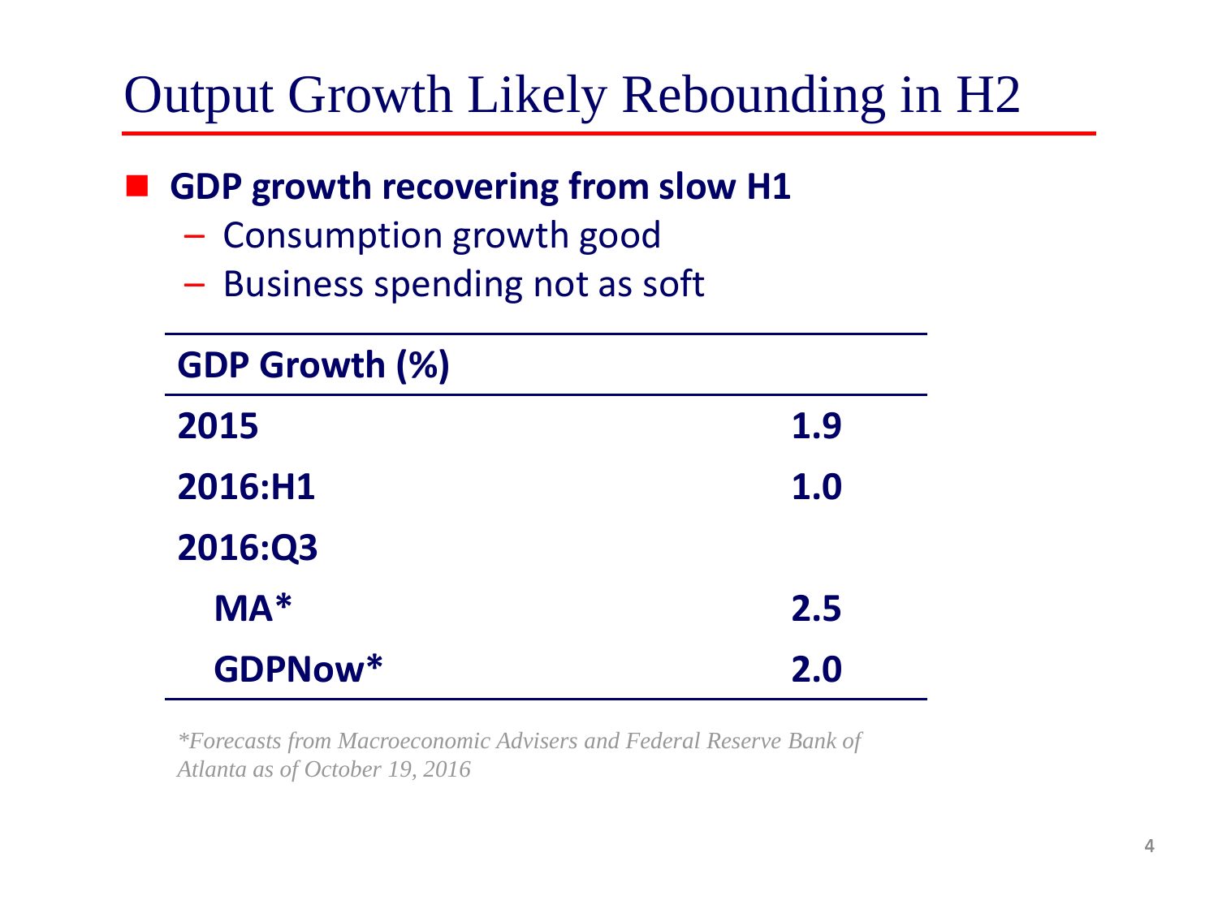# Output Growth Likely Rebounding in H2

- **GDP growth recovering from slow H1**
  - Consumption growth good
  - Business spending not as soft

| GDP Growth (%) | |
|---|---|
| 2015 | 1.9 |
| 2016:H1 | 1.0 |
| 2016:Q3 | |
| MA* | 2.5 |
| GDPNow* | 2.0 |

*\*Forecasts from Macroeconomic Advisers and Federal Reserve Bank of Atlanta as of October 19, 2016*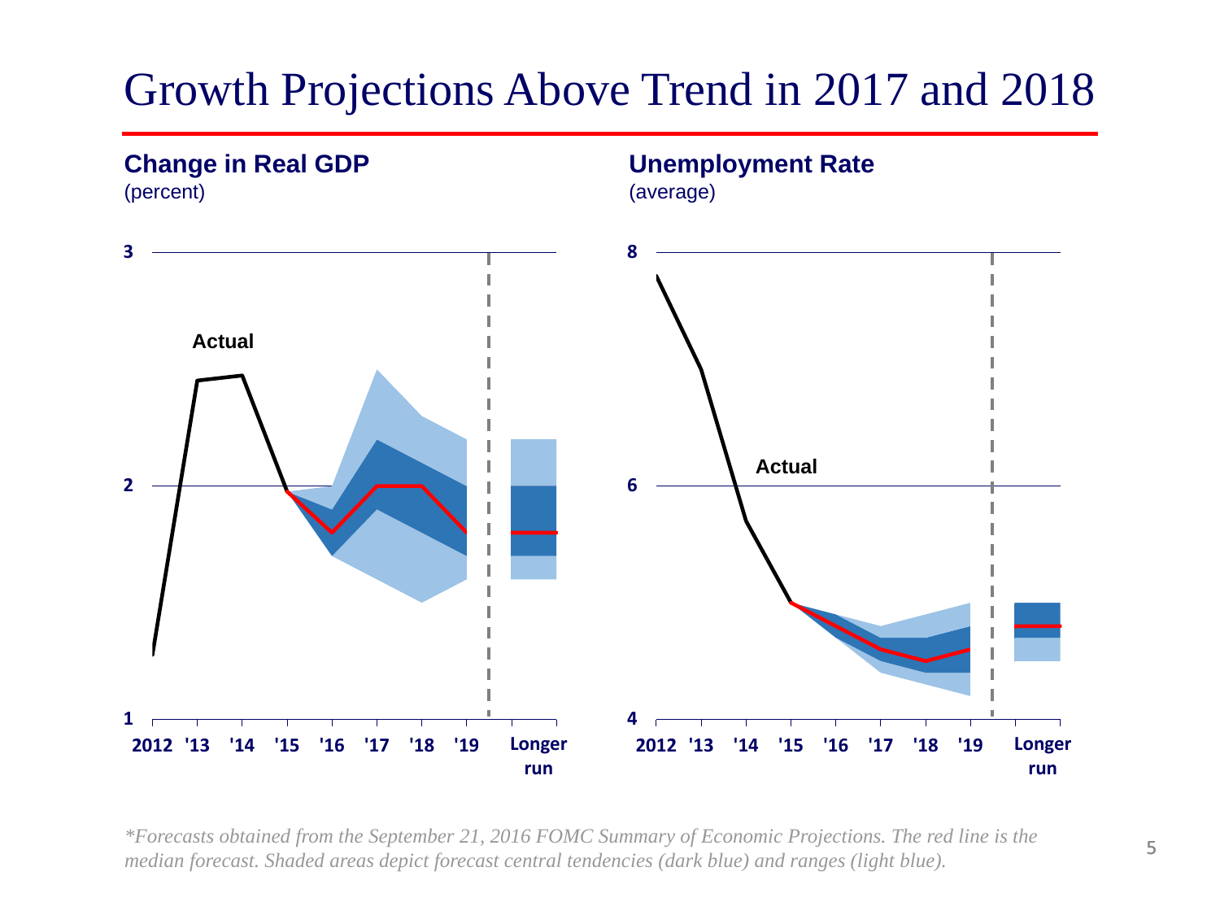# Growth Projections Above Trend in 2017 and 2018

**Change in Real GDP**
(percent)

**Unemployment Rate**
(average)

*\*Forecasts obtained from the September 21, 2016 FOMC Summary of Economic Projections. The red line is the median forecast. Shaded areas depict forecast central tendencies (dark blue) and ranges (light blue).*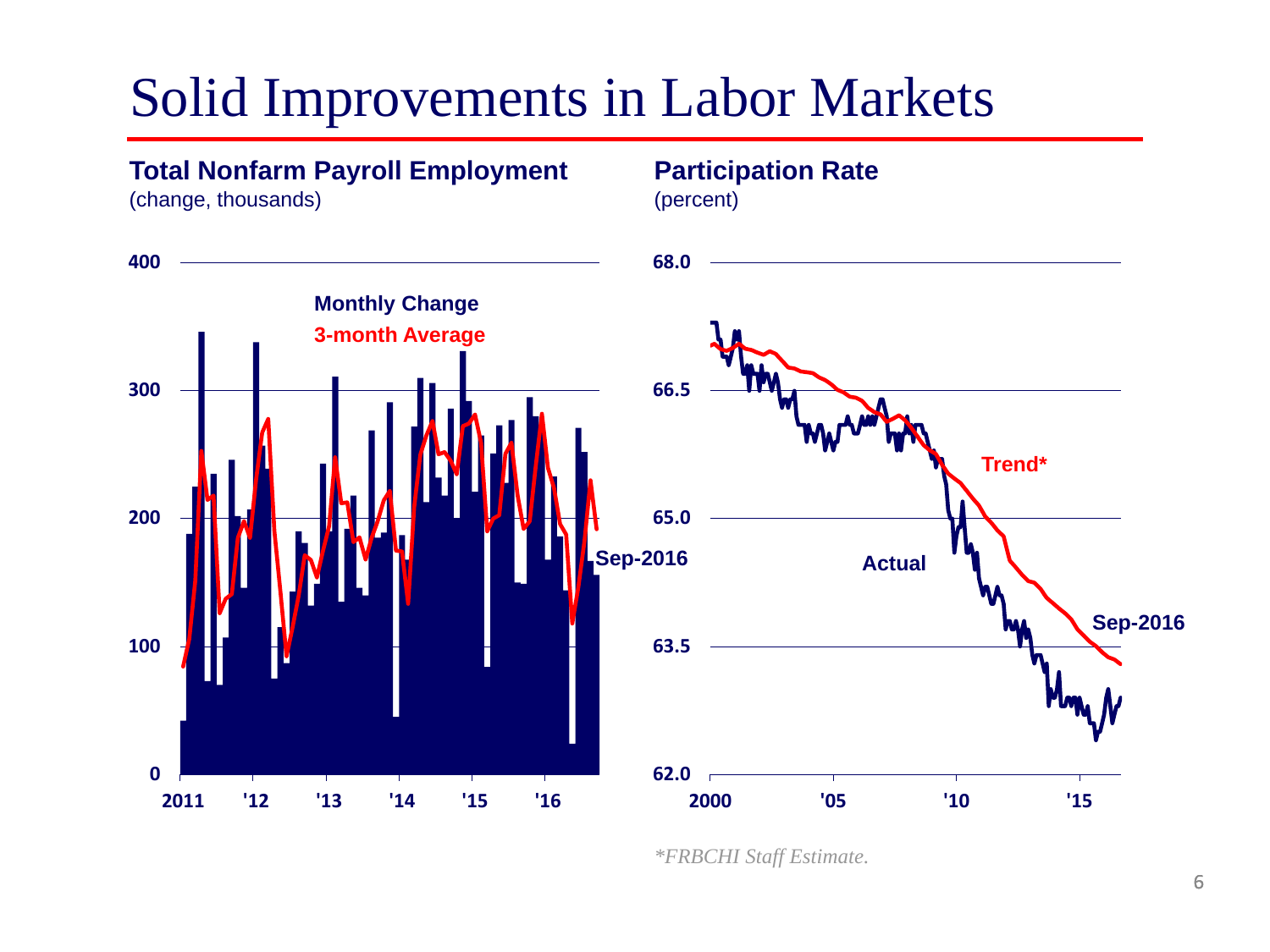# Solid Improvements in Labor Markets

**Total Nonfarm Payroll Employment**
(change, thousands)

**Monthly Change**
**3-month Average**

400
300
200
100
0

2011 '12 '13 '14 '15 '16

Sep-2016

**Participation Rate**
(percent)

68.0
66.5
65.0
63.5
62.0

2000 '05 '10 '15

Trend*

Actual

Sep-2016

*\*FRBCHI Staff Estimate.*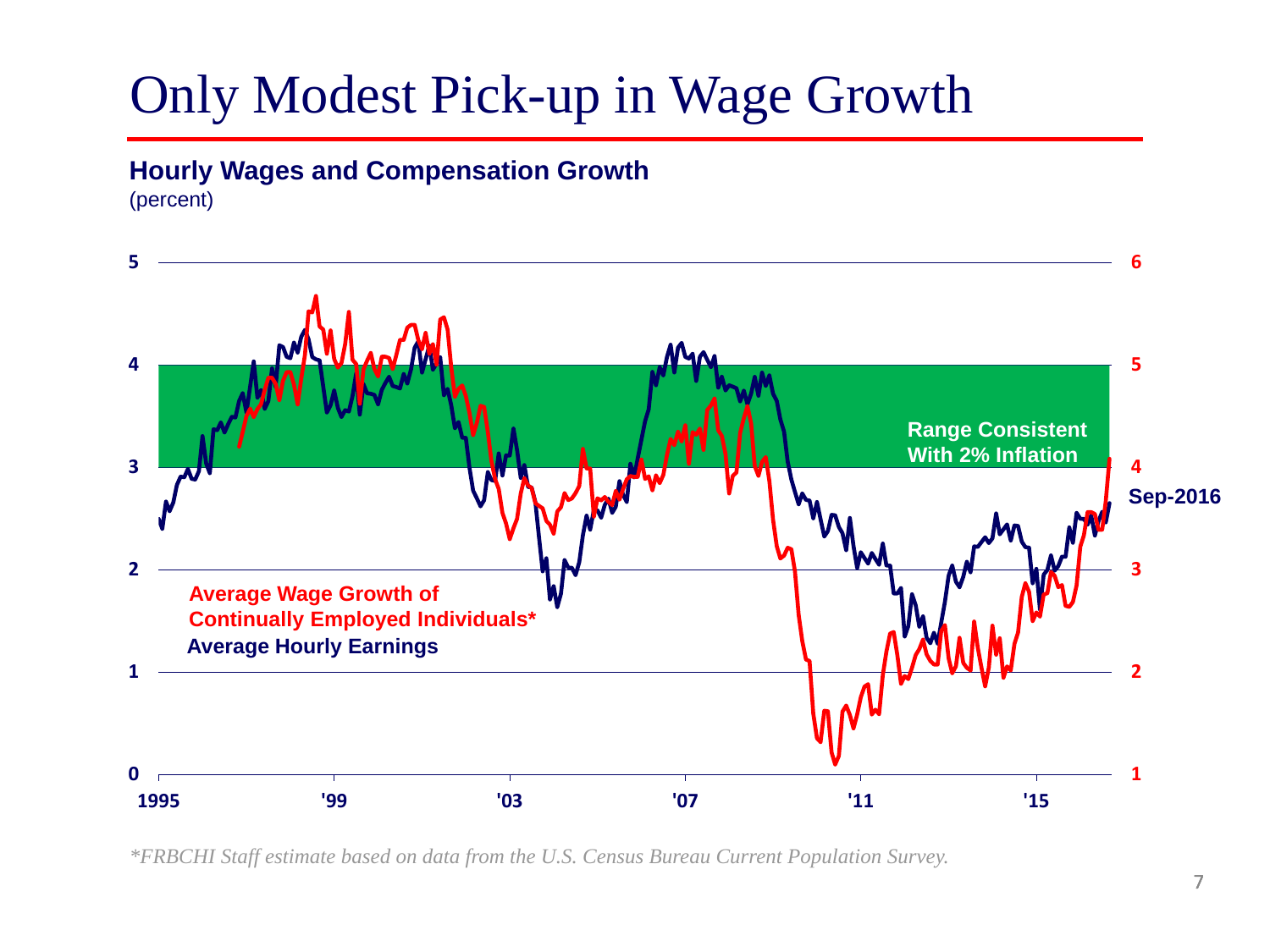# Only Modest Pick-up in Wage Growth

**Hourly Wages and Compensation Growth**
(percent)

Range Consistent With 2% Inflation

Sep-2016

**Average Wage Growth of Continually Employed Individuals***

**Average Hourly Earnings**

*\*FRBCHI Staff estimate based on data from the U.S. Census Bureau Current Population Survey.*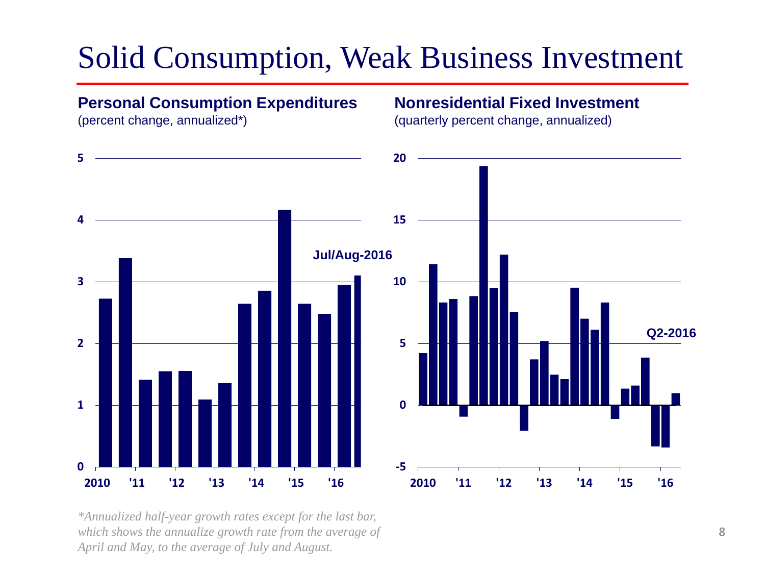# Solid Consumption, Weak Business Investment

**Personal Consumption Expenditures**
(percent change, annualized*)

**Jul/Aug-2016**

**Nonresidential Fixed Investment**
(quarterly percent change, annualized)

**Q2-2016**

*\*Annualized half-year growth rates except for the last bar, which shows the annualize growth rate from the average of April and May, to the average of July and August.*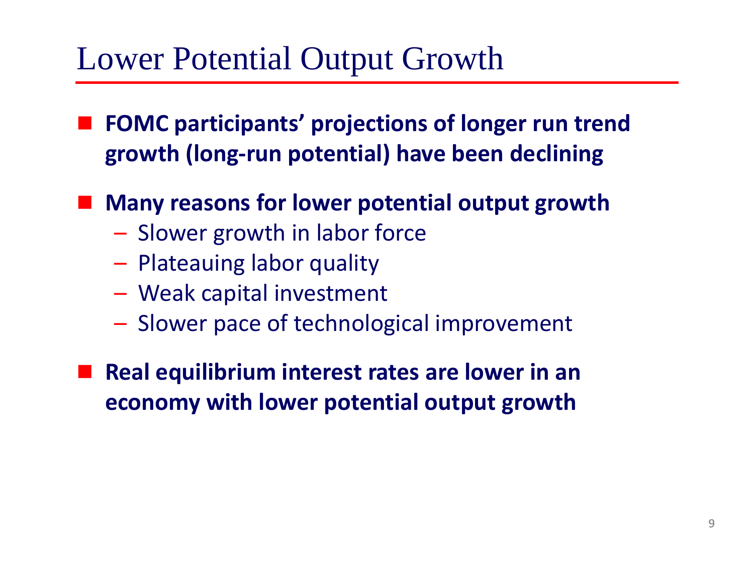# Lower Potential Output Growth

- **FOMC participants' projections of longer run trend growth (long-run potential) have been declining**
- **Many reasons for lower potential output growth**
  - Slower growth in labor force
  - Plateauing labor quality
  - Weak capital investment
  - Slower pace of technological improvement
- **Real equilibrium interest rates are lower in an economy with lower potential output growth**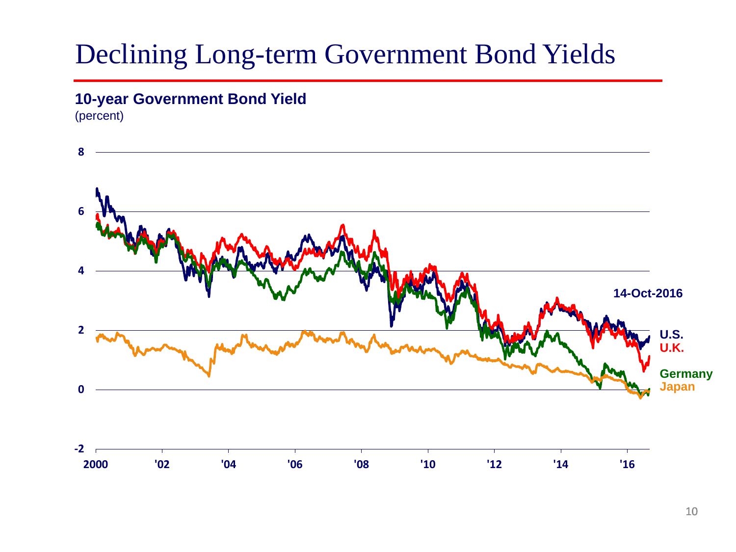# Declining Long-term Government Bond Yields

**10-year Government Bond Yield**
(percent)

8

6

4

2

0

-2

2000 '02 '04 '06 '08 '10 '12 '14 '16

**14-Oct-2016**

**U.S.**
**U.K.**
**Germany**
**Japan**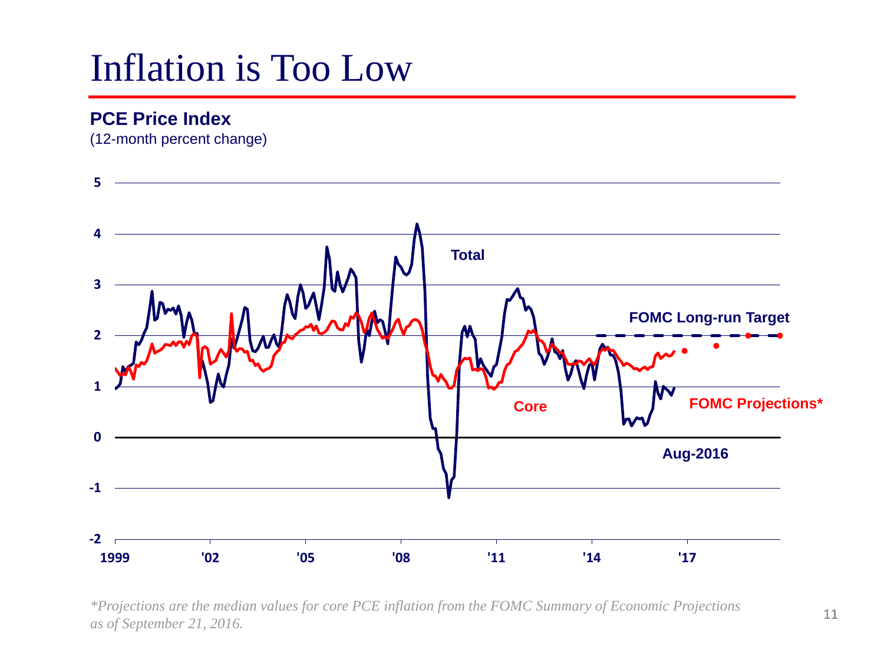# Inflation is Too Low

**PCE Price Index**

(12-month percent change)

5

4

3

2

1

0

-1

-2

1999 '02 '05 '08 '11 '14 '17

**Total**

**FOMC Long-run Target**

**Core**

**FOMC Projections***

**Aug-2016**

*\*Projections are the median values for core PCE inflation from the FOMC Summary of Economic Projections as of September 21, 2016.*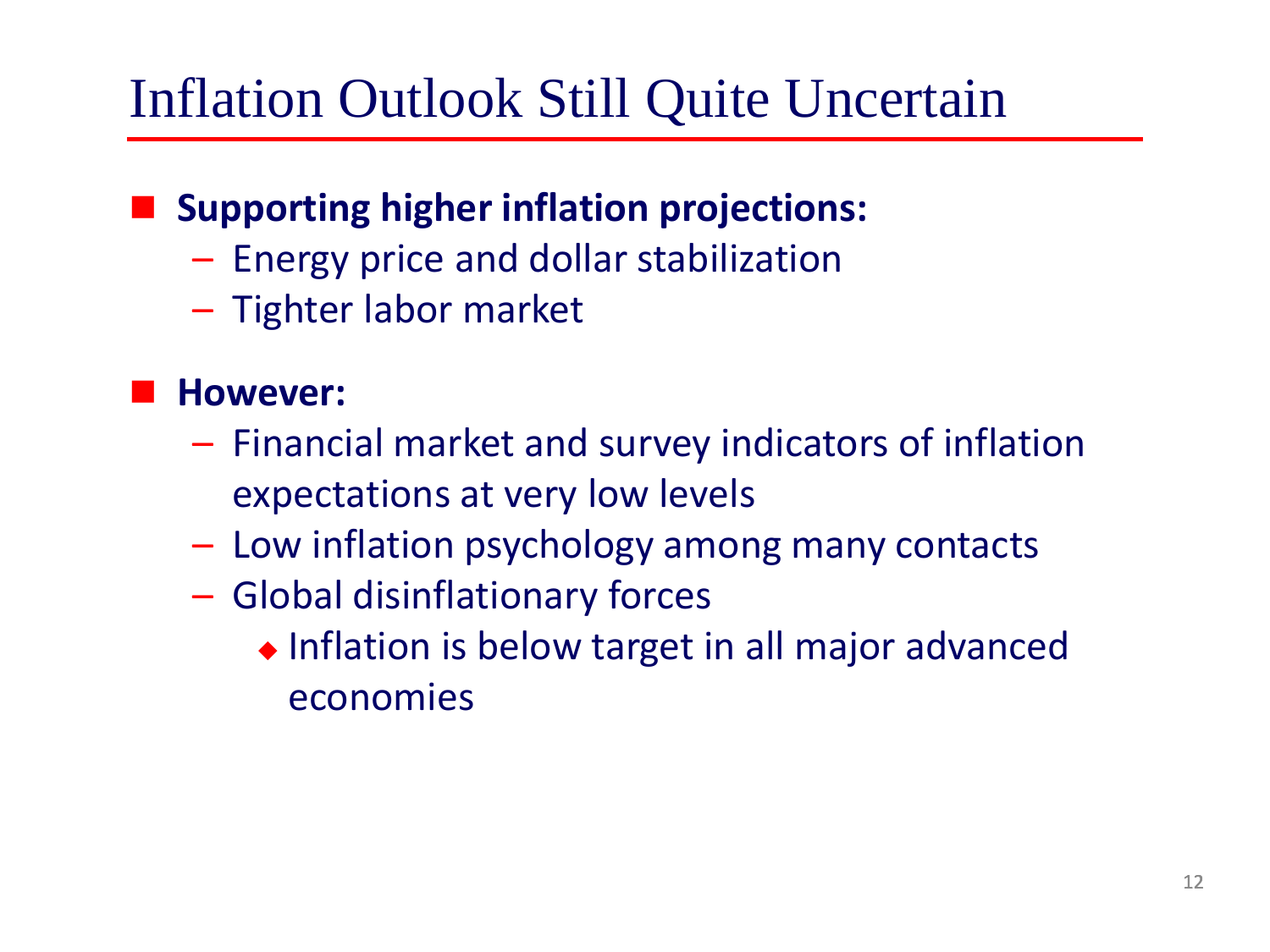# Inflation Outlook Still Quite Uncertain

- **Supporting higher inflation projections:**
  - Energy price and dollar stabilization
  - Tighter labor market
- **However:**
  - Financial market and survey indicators of inflation expectations at very low levels
  - Low inflation psychology among many contacts
  - Global disinflationary forces
    - Inflation is below target in all major advanced economies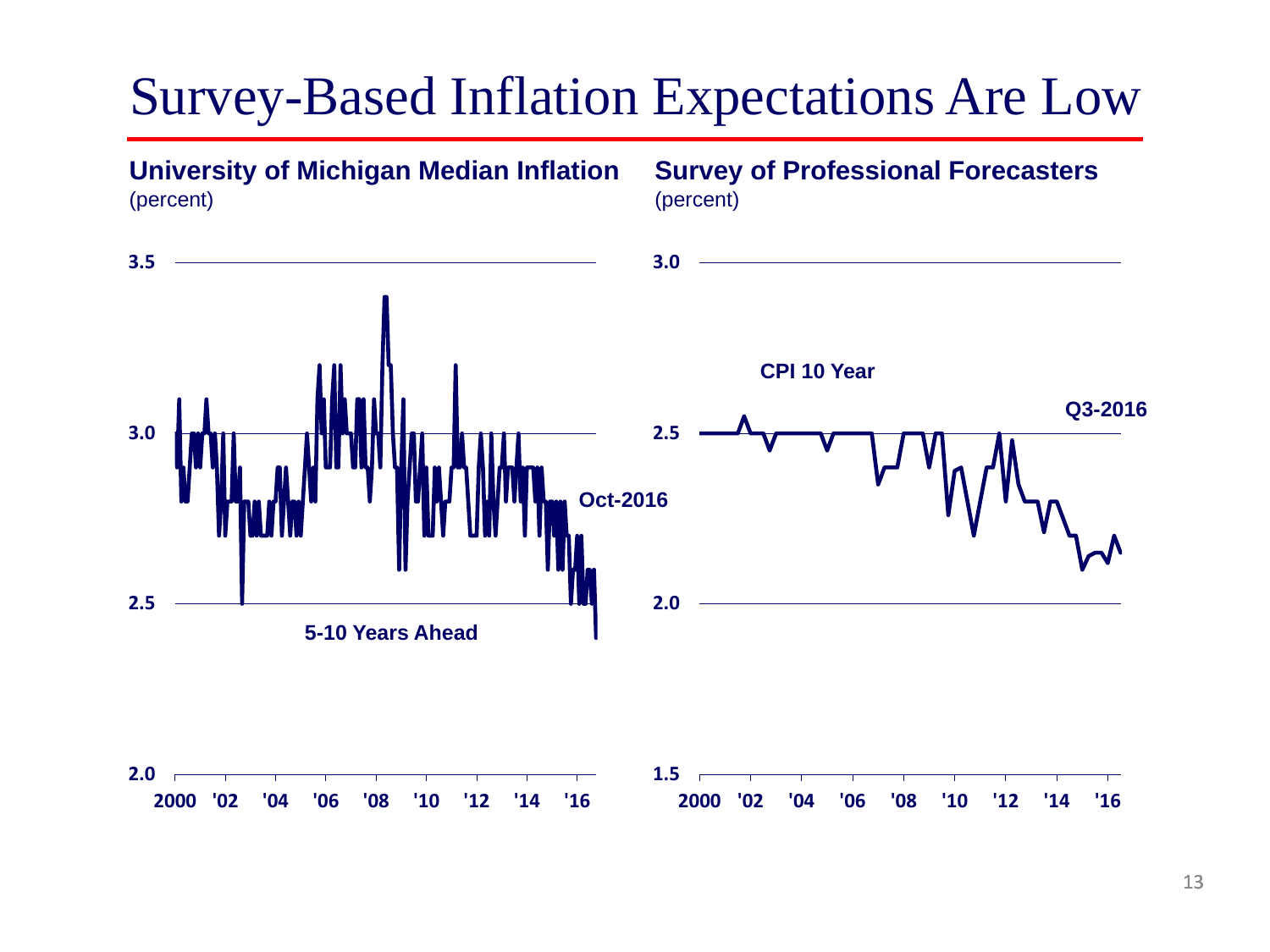# Survey-Based Inflation Expectations Are Low

**University of Michigan Median Inflation**
(percent)

3.5
3.0
2.5
2.0

Oct-2016

5-10 Years Ahead

2000 '02 '04 '06 '08 '10 '12 '14 '16

**Survey of Professional Forecasters**
(percent)

3.0
2.5
2.0
1.5

CPI 10 Year

Q3-2016

2000 '02 '04 '06 '08 '10 '12 '14 '16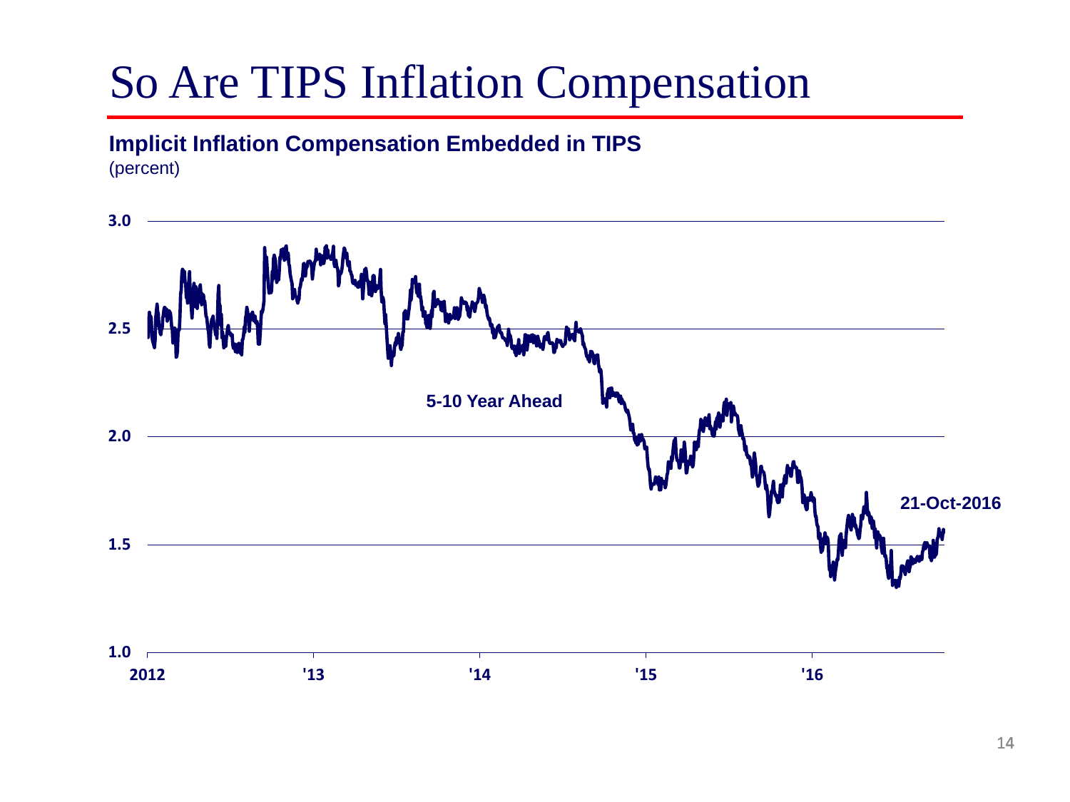# So Are TIPS Inflation Compensation

**Implicit Inflation Compensation Embedded in TIPS**
(percent)

3.0

2.5

5-10 Year Ahead

2.0

21-Oct-2016

1.5

1.0

2012 '13 '14 '15 '16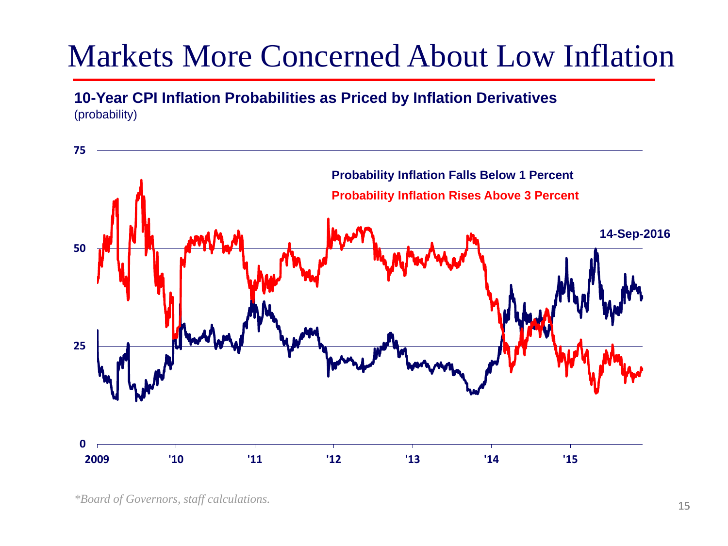# Markets More Concerned About Low Inflation

**10-Year CPI Inflation Probabilities as Priced by Inflation Derivatives**
(probability)

**Probability Inflation Falls Below 1 Percent**
**Probability Inflation Rises Above 3 Percent**

**14-Sep-2016**

75
50
25
0

2009 '10 '11 '12 '13 '14 '15

*\*Board of Governors, staff calculations.*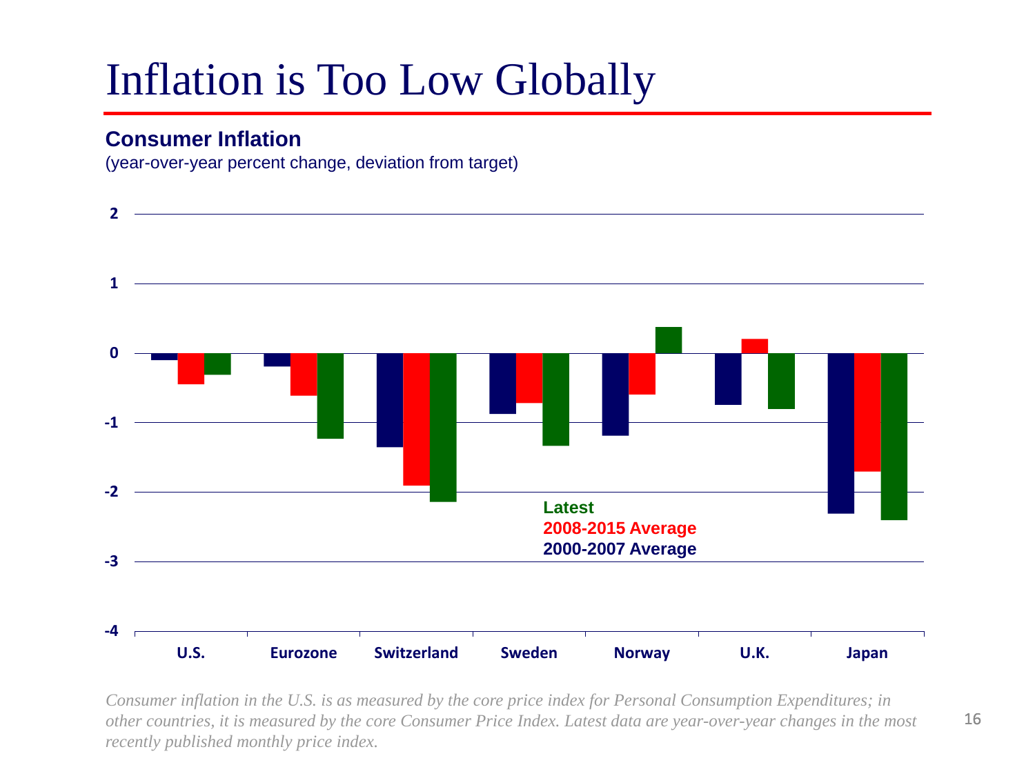# Inflation is Too Low Globally

**Consumer Inflation**

(year-over-year percent change, deviation from target)

Latest
2008-2015 Average
2000-2007 Average

U.S. | Eurozone | Switzerland | Sweden | Norway | U.K. | Japan

*Consumer inflation in the U.S. is as measured by the core price index for Personal Consumption Expenditures; in other countries, it is measured by the core Consumer Price Index. Latest data are year-over-year changes in the most recently published monthly price index.*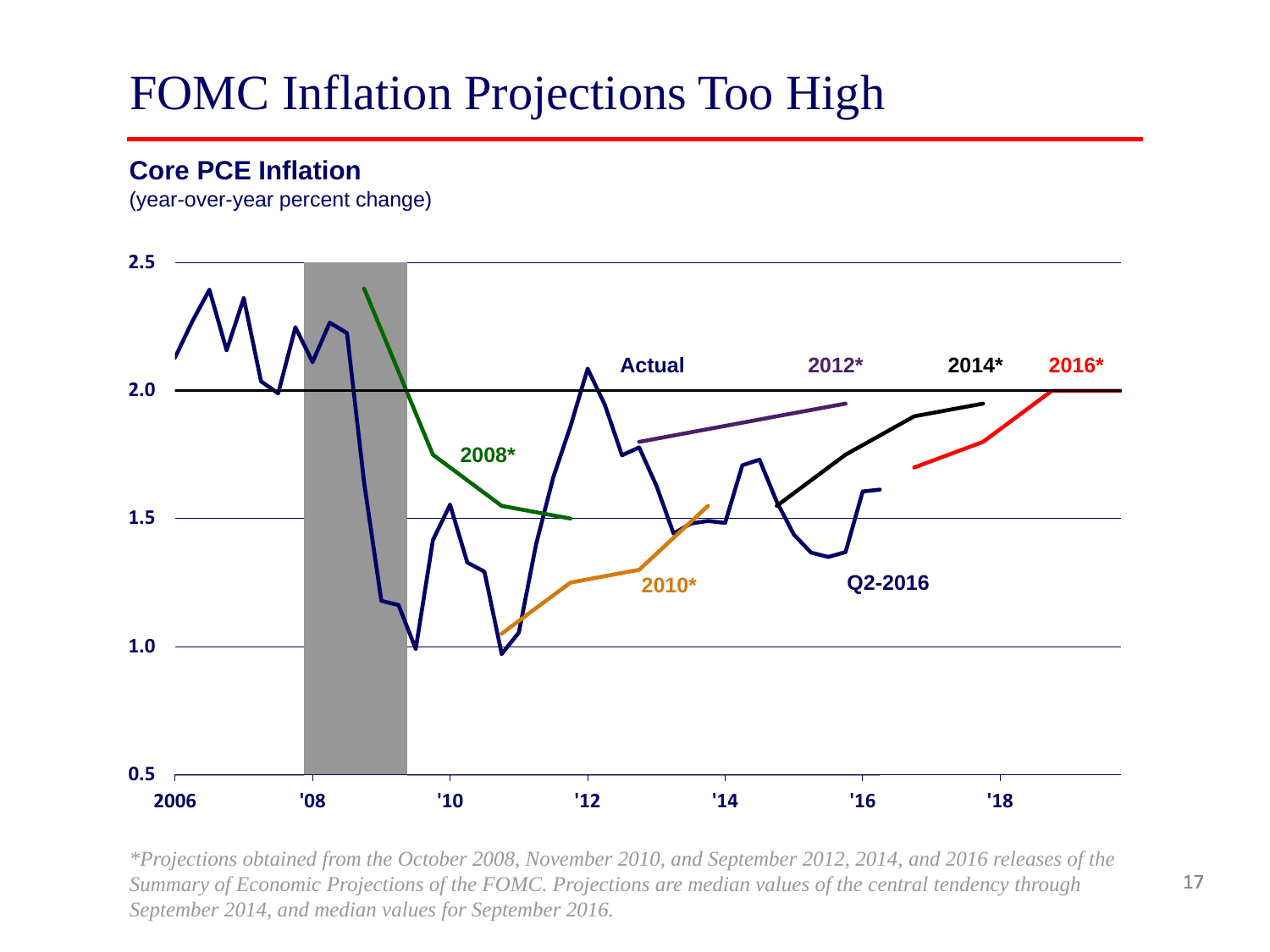# FOMC Inflation Projections Too High

**Core PCE Inflation**

(year-over-year percent change)

*\*Projections obtained from the October 2008, November 2010, and September 2012, 2014, and 2016 releases of the Summary of Economic Projections of the FOMC. Projections are median values of the central tendency through September 2014, and median values for September 2016.*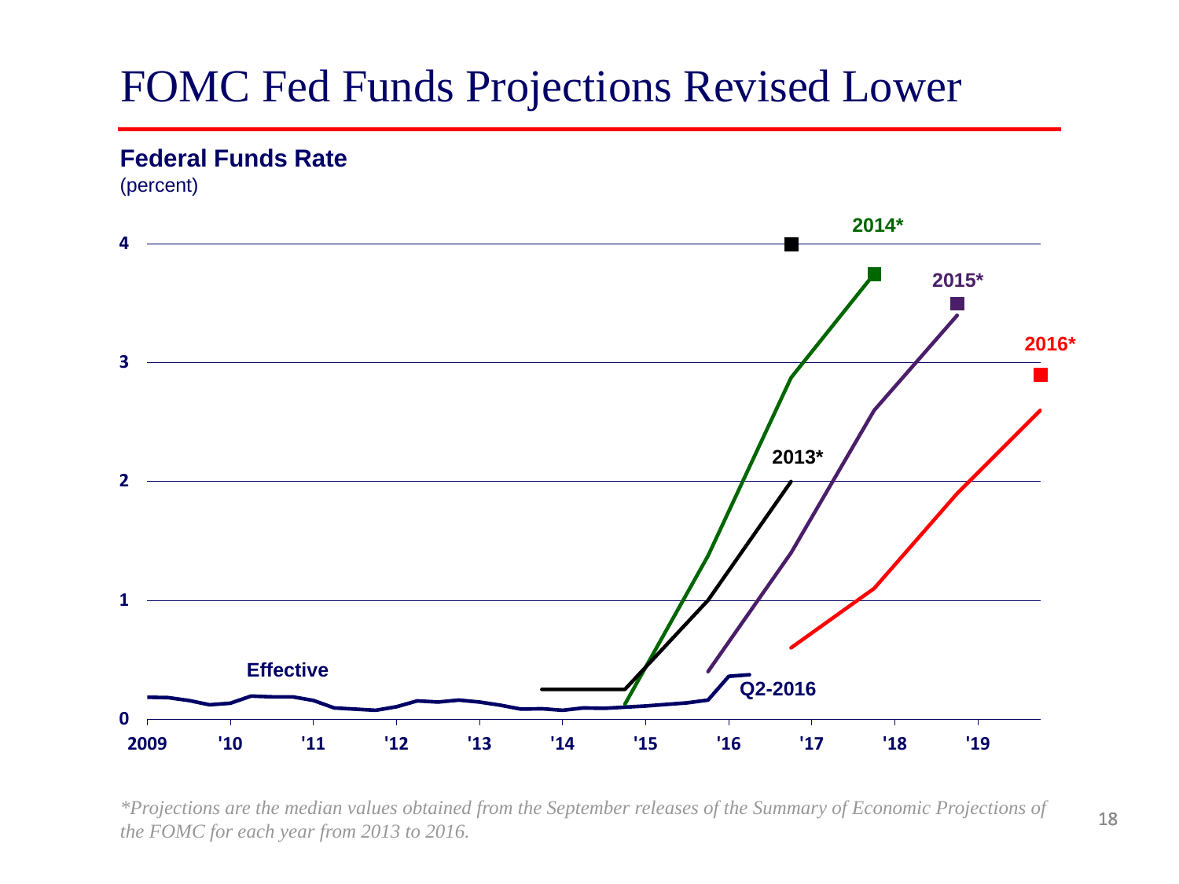# FOMC Fed Funds Projections Revised Lower

**Federal Funds Rate**
(percent)

4
3
2
1
0

2009 '10 '11 '12 '13 '14 '15 '16 '17 '18 '19

Effective

Q2-2016

2013*

2014*

2015*

2016*

*\*Projections are the median values obtained from the September releases of the Summary of Economic Projections of the FOMC for each year from 2013 to 2016.*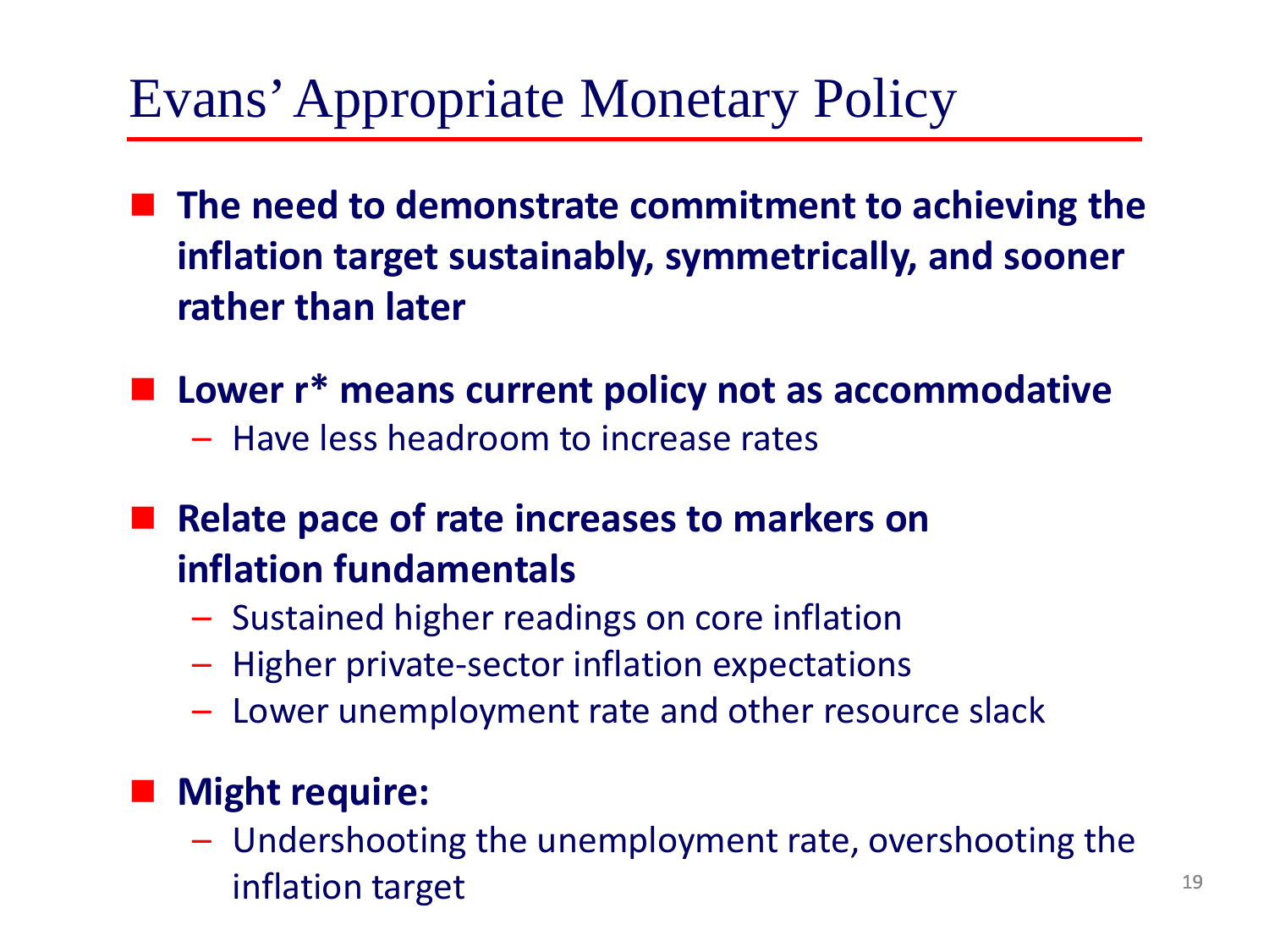# Evans' Appropriate Monetary Policy

- **The need to demonstrate commitment to achieving the inflation target sustainably, symmetrically, and sooner rather than later**
- **Lower r* means current policy not as accommodative**
  - Have less headroom to increase rates
- **Relate pace of rate increases to markers on inflation fundamentals**
  - Sustained higher readings on core inflation
  - Higher private-sector inflation expectations
  - Lower unemployment rate and other resource slack
- **Might require:**
  - Undershooting the unemployment rate, overshooting the inflation target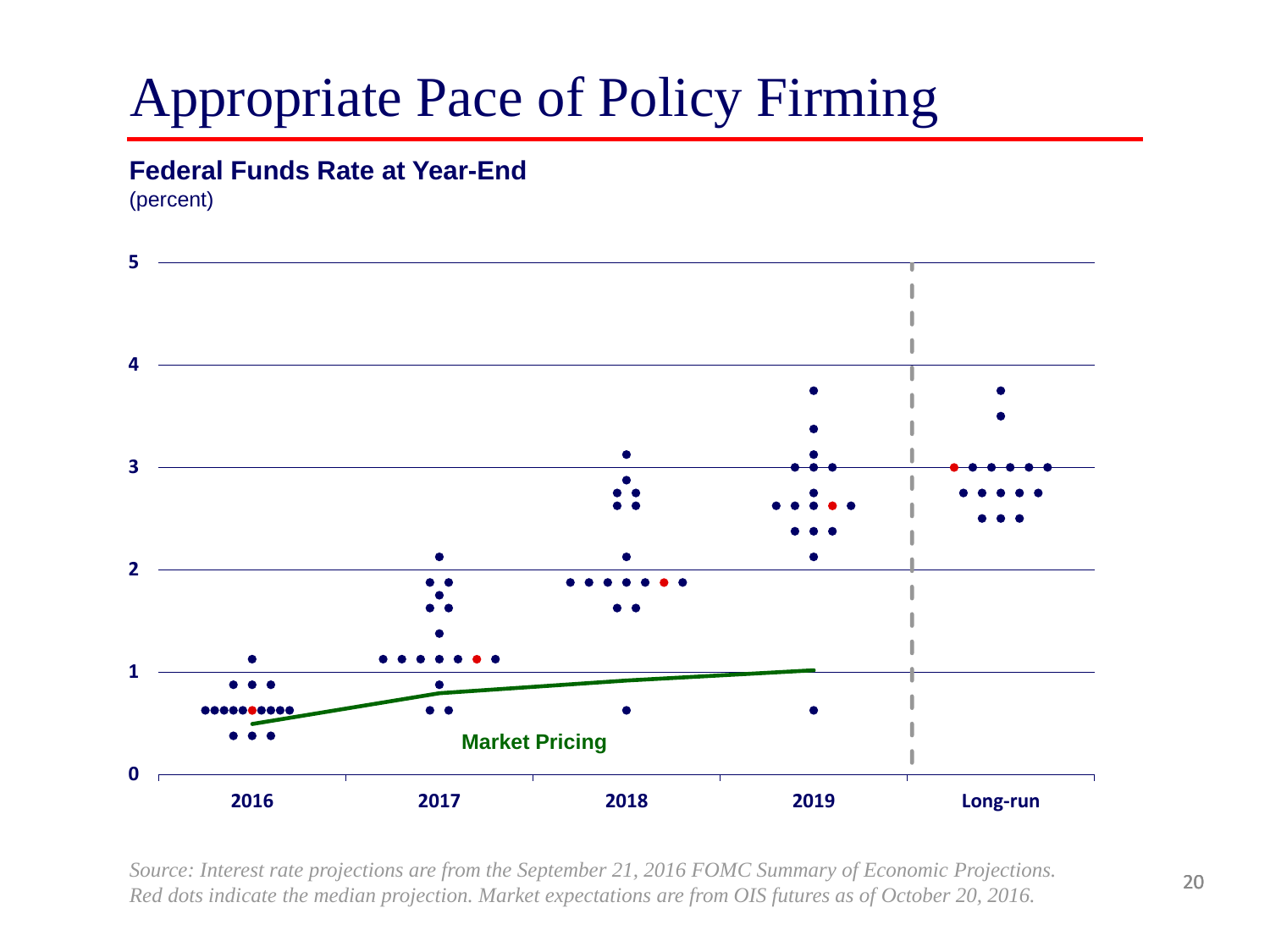# Appropriate Pace of Policy Firming

**Federal Funds Rate at Year-End**
(percent)

5
4
3
2
1
0

Market Pricing

2016
2017
2018
2019
Long-run

*Source: Interest rate projections are from the September 21, 2016 FOMC Summary of Economic Projections. Red dots indicate the median projection. Market expectations are from OIS futures as of October 20, 2016.*